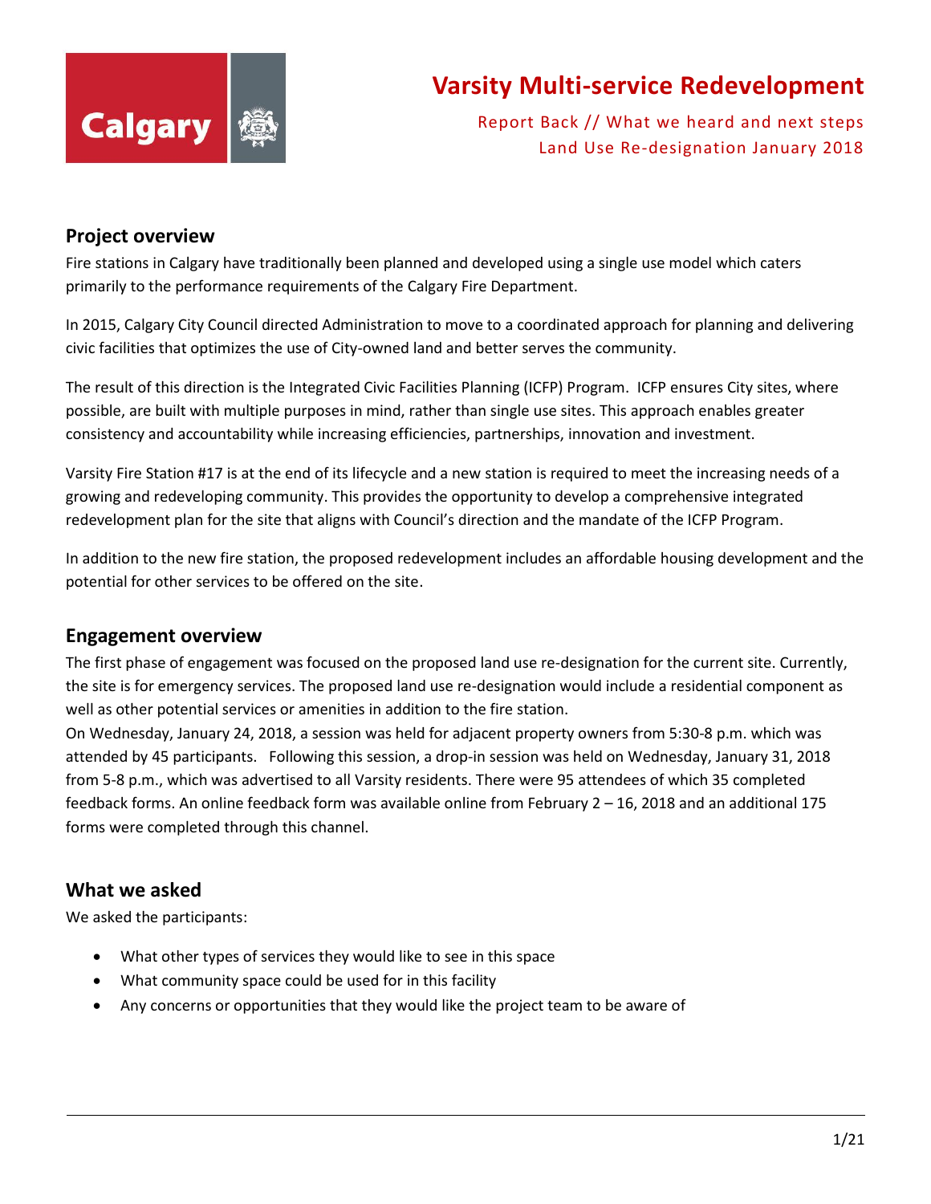# Varsity Multi-service Redevelopment

Report Back // What we heard and next steps
Land Use Re-designation January 2018

## Project overview

Fire stations in Calgary have traditionally been planned and developed using a single use model which caters primarily to the performance requirements of the Calgary Fire Department.

In 2015, Calgary City Council directed Administration to move to a coordinated approach for planning and delivering civic facilities that optimizes the use of City-owned land and better serves the community.

The result of this direction is the Integrated Civic Facilities Planning (ICFP) Program. ICFP ensures City sites, where possible, are built with multiple purposes in mind, rather than single use sites. This approach enables greater consistency and accountability while increasing efficiencies, partnerships, innovation and investment.

Varsity Fire Station #17 is at the end of its lifecycle and a new station is required to meet the increasing needs of a growing and redeveloping community. This provides the opportunity to develop a comprehensive integrated redevelopment plan for the site that aligns with Council's direction and the mandate of the ICFP Program.

In addition to the new fire station, the proposed redevelopment includes an affordable housing development and the potential for other services to be offered on the site.

## Engagement overview

The first phase of engagement was focused on the proposed land use re-designation for the current site. Currently, the site is for emergency services. The proposed land use re-designation would include a residential component as well as other potential services or amenities in addition to the fire station.

On Wednesday, January 24, 2018, a session was held for adjacent property owners from 5:30-8 p.m. which was attended by 45 participants. Following this session, a drop-in session was held on Wednesday, January 31, 2018 from 5-8 p.m., which was advertised to all Varsity residents. There were 95 attendees of which 35 completed feedback forms. An online feedback form was available online from February 2 – 16, 2018 and an additional 175 forms were completed through this channel.

## What we asked

We asked the participants:

- What other types of services they would like to see in this space
- What community space could be used for in this facility
- Any concerns or opportunities that they would like the project team to be aware of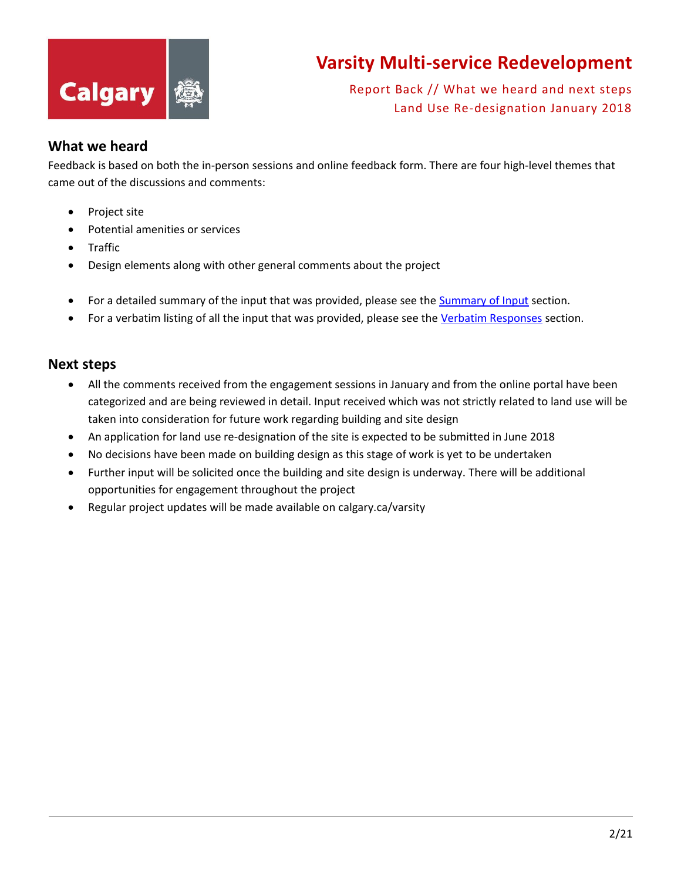## What we heard

Feedback is based on both the in-person sessions and online feedback form. There are four high-level themes that came out of the discussions and comments:

- Project site
- Potential amenities or services
- Traffic
- Design elements along with other general comments about the project

- For a detailed summary of the input that was provided, please see the Summary of Input section.
- For a verbatim listing of all the input that was provided, please see the Verbatim Responses section.

## Next steps

- All the comments received from the engagement sessions in January and from the online portal have been categorized and are being reviewed in detail. Input received which was not strictly related to land use will be taken into consideration for future work regarding building and site design
- An application for land use re-designation of the site is expected to be submitted in June 2018
- No decisions have been made on building design as this stage of work is yet to be undertaken
- Further input will be solicited once the building and site design is underway. There will be additional opportunities for engagement throughout the project
- Regular project updates will be made available on calgary.ca/varsity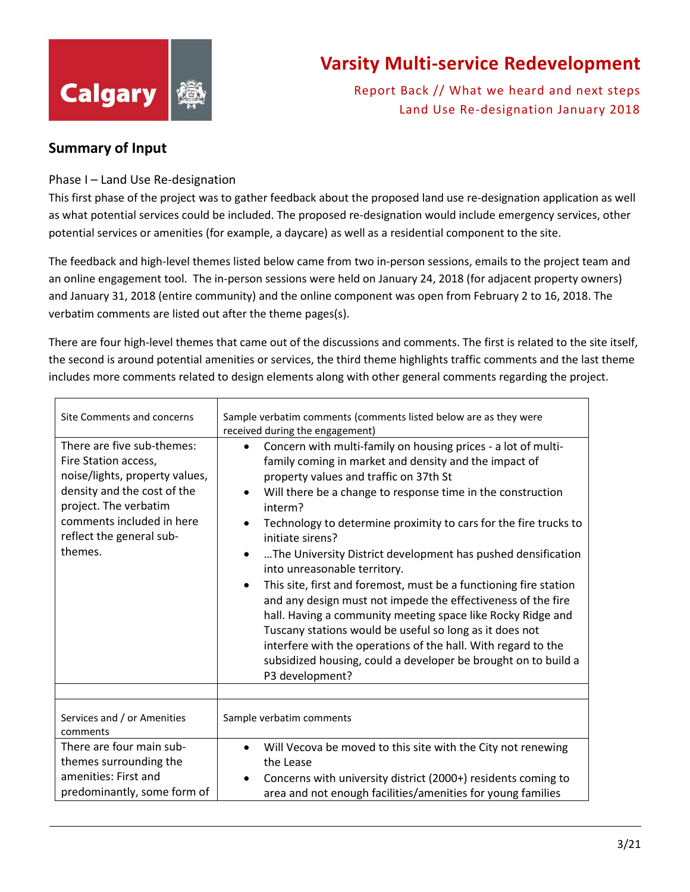# Varsity Multi-service Redevelopment

Report Back // What we heard and next steps
Land Use Re-designation January 2018

## Summary of Input

### Phase I – Land Use Re-designation

This first phase of the project was to gather feedback about the proposed land use re-designation application as well as what potential services could be included. The proposed re-designation would include emergency services, other potential services or amenities (for example, a daycare) as well as a residential component to the site.

The feedback and high-level themes listed below came from two in-person sessions, emails to the project team and an online engagement tool. The in-person sessions were held on January 24, 2018 (for adjacent property owners) and January 31, 2018 (entire community) and the online component was open from February 2 to 16, 2018. The verbatim comments are listed out after the theme pages(s).

There are four high-level themes that came out of the discussions and comments. The first is related to the site itself, the second is around potential amenities or services, the third theme highlights traffic comments and the last theme includes more comments related to design elements along with other general comments regarding the project.

| Site Comments and concerns | Sample verbatim comments (comments listed below are as they were received during the engagement) |
|---|---|
| There are five sub-themes: Fire Station access, noise/lights, property values, density and the cost of the project. The verbatim comments included in here reflect the general sub-themes. | • Concern with multi-family on housing prices - a lot of multi-family coming in market and density and the impact of property values and traffic on 37th St<br>• Will there be a change to response time in the construction interm?<br>• Technology to determine proximity to cars for the fire trucks to initiate sirens?<br>• …The University District development has pushed densification into unreasonable territory.<br>• This site, first and foremost, must be a functioning fire station and any design must not impede the effectiveness of the fire hall. Having a community meeting space like Rocky Ridge and Tuscany stations would be useful so long as it does not interfere with the operations of the hall. With regard to the subsidized housing, could a developer be brought on to build a P3 development? |
| | |
| Services and / or Amenities comments | Sample verbatim comments |
| There are four main sub-themes surrounding the amenities: First and predominantly, some form of | • Will Vecova be moved to this site with the City not renewing the Lease<br>• Concerns with university district (2000+) residents coming to area and not enough facilities/amenities for young families |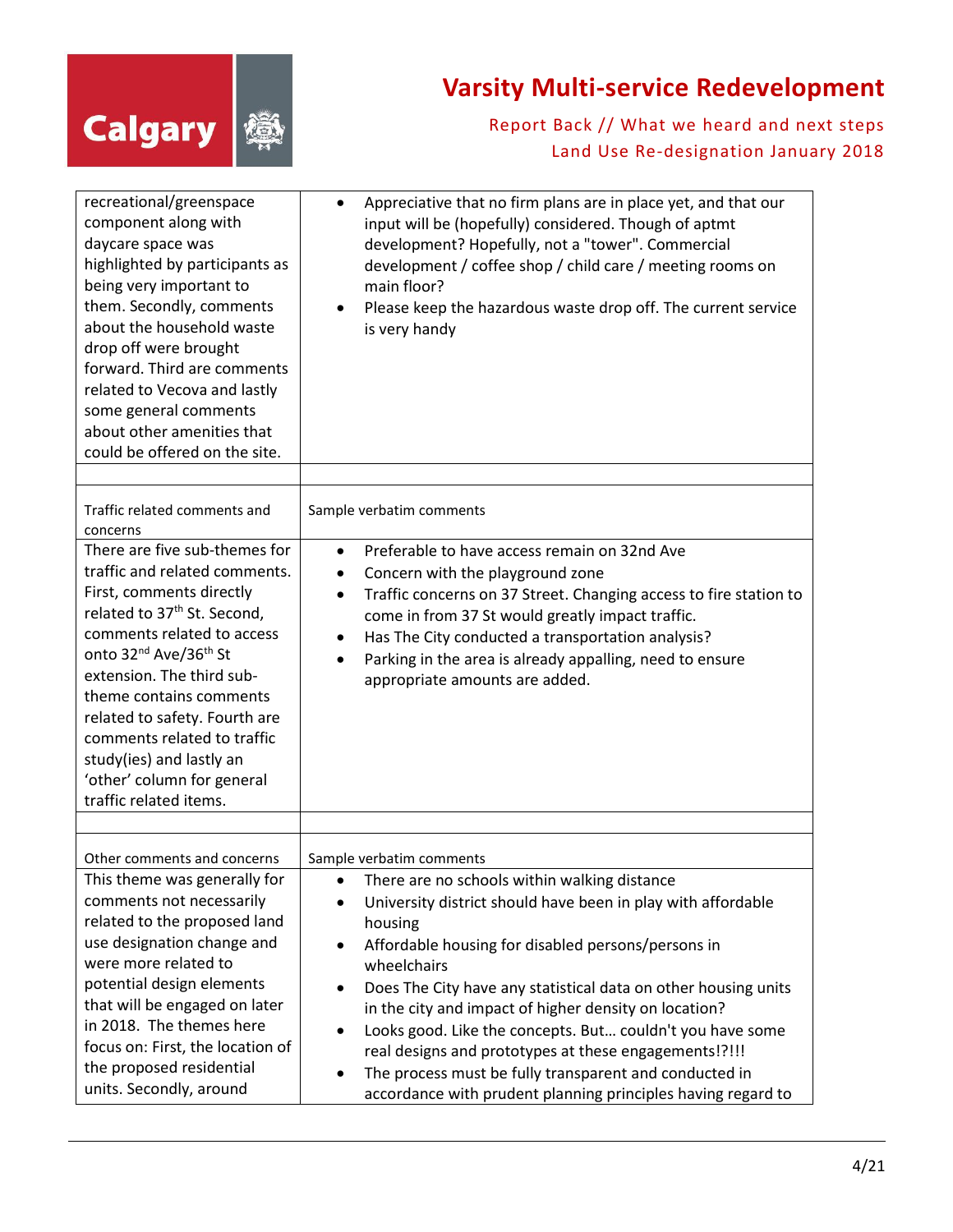| | |
|---|---|
| recreational/greenspace component along with daycare space was highlighted by participants as being very important to them. Secondly, comments about the household waste drop off were brought forward. Third are comments related to Vecova and lastly some general comments about other amenities that could be offered on the site. | • Appreciative that no firm plans are in place yet, and that our input will be (hopefully) considered. Though of aptmt development? Hopefully, not a "tower". Commercial development / coffee shop / child care / meeting rooms on main floor?<br>• Please keep the hazardous waste drop off. The current service is very handy |
| | |
| Traffic related comments and concerns | Sample verbatim comments |
| There are five sub-themes for traffic and related comments. First, comments directly related to 37th St. Second, comments related to access onto 32nd Ave/36th St extension. The third sub-theme contains comments related to safety. Fourth are comments related to traffic study(ies) and lastly an 'other' column for general traffic related items. | • Preferable to have access remain on 32nd Ave<br>• Concern with the playground zone<br>• Traffic concerns on 37 Street. Changing access to fire station to come in from 37 St would greatly impact traffic.<br>• Has The City conducted a transportation analysis?<br>• Parking in the area is already appalling, need to ensure appropriate amounts are added. |
| | |
| Other comments and concerns | Sample verbatim comments |
| This theme was generally for comments not necessarily related to the proposed land use designation change and were more related to potential design elements that will be engaged on later in 2018. The themes here focus on: First, the location of the proposed residential units. Secondly, around | • There are no schools within walking distance<br>• University district should have been in play with affordable housing<br>• Affordable housing for disabled persons/persons in wheelchairs<br>• Does The City have any statistical data on other housing units in the city and impact of higher density on location?<br>• Looks good. Like the concepts. But… couldn't you have some real designs and prototypes at these engagements!?!!!<br>• The process must be fully transparent and conducted in accordance with prudent planning principles having regard to |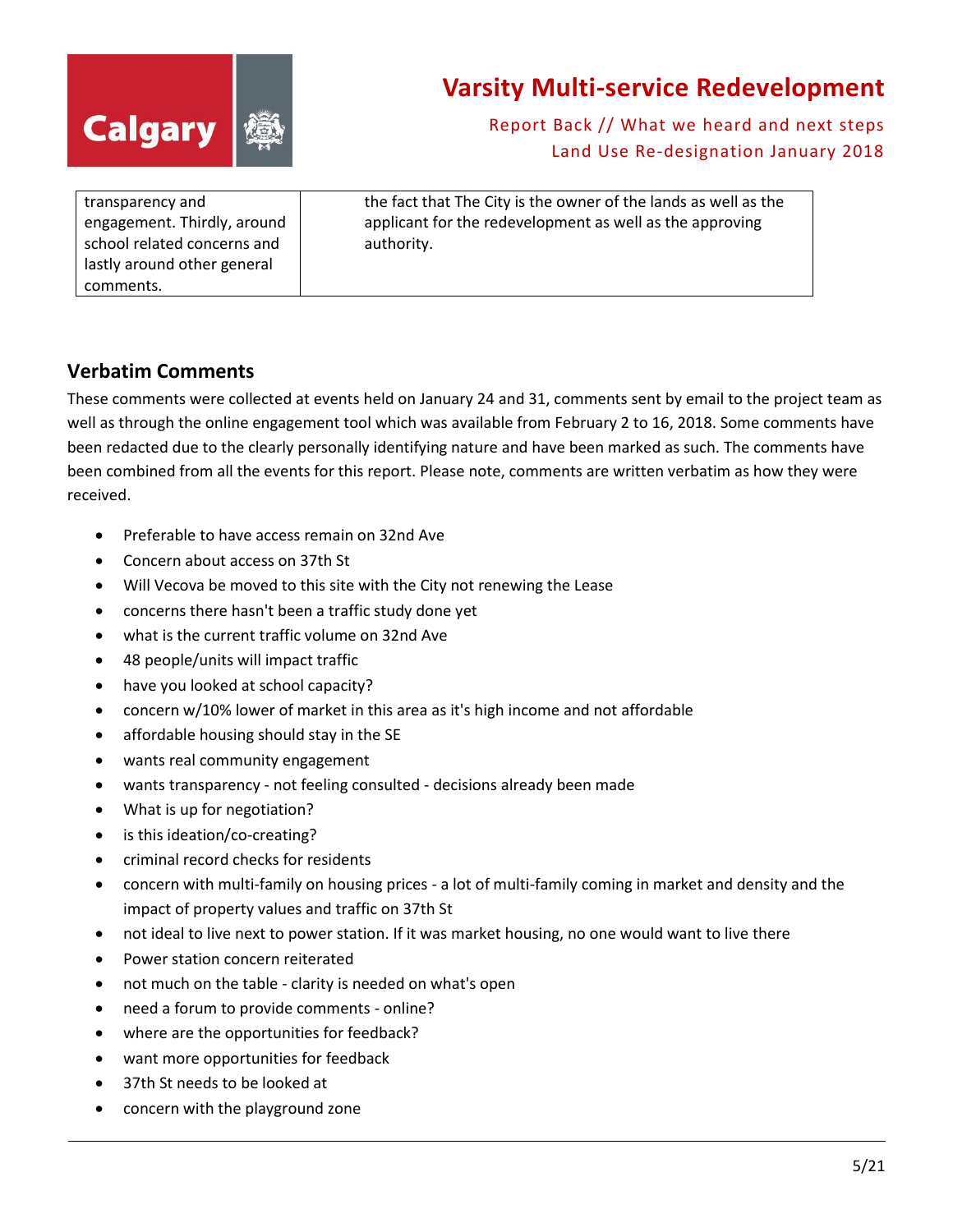| | |
|---|---|
| transparency and engagement. Thirdly, around school related concerns and lastly around other general comments. | the fact that The City is the owner of the lands as well as the applicant for the redevelopment as well as the approving authority. |

## Verbatim Comments

These comments were collected at events held on January 24 and 31, comments sent by email to the project team as well as through the online engagement tool which was available from February 2 to 16, 2018. Some comments have been redacted due to the clearly personally identifying nature and have been marked as such. The comments have been combined from all the events for this report. Please note, comments are written verbatim as how they were received.

- Preferable to have access remain on 32nd Ave
- Concern about access on 37th St
- Will Vecova be moved to this site with the City not renewing the Lease
- concerns there hasn't been a traffic study done yet
- what is the current traffic volume on 32nd Ave
- 48 people/units will impact traffic
- have you looked at school capacity?
- concern w/10% lower of market in this area as it's high income and not affordable
- affordable housing should stay in the SE
- wants real community engagement
- wants transparency - not feeling consulted - decisions already been made
- What is up for negotiation?
- is this ideation/co-creating?
- criminal record checks for residents
- concern with multi-family on housing prices - a lot of multi-family coming in market and density and the impact of property values and traffic on 37th St
- not ideal to live next to power station. If it was market housing, no one would want to live there
- Power station concern reiterated
- not much on the table - clarity is needed on what's open
- need a forum to provide comments - online?
- where are the opportunities for feedback?
- want more opportunities for feedback
- 37th St needs to be looked at
- concern with the playground zone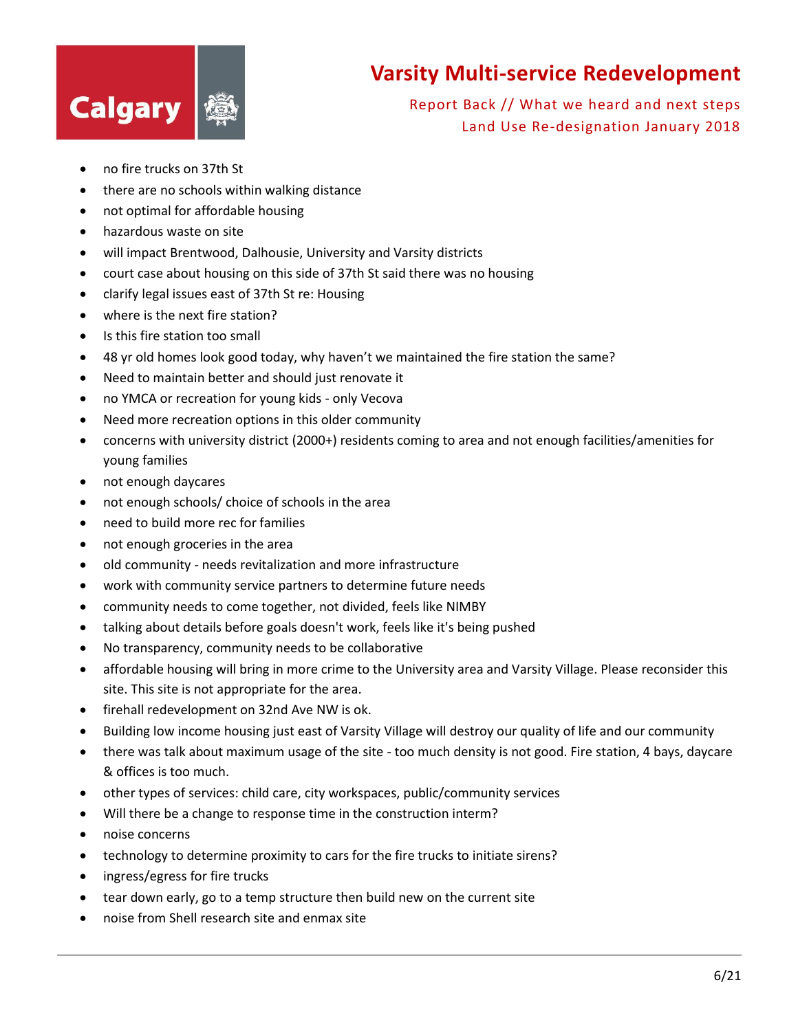- no fire trucks on 37th St
- there are no schools within walking distance
- not optimal for affordable housing
- hazardous waste on site
- will impact Brentwood, Dalhousie, University and Varsity districts
- court case about housing on this side of 37th St said there was no housing
- clarify legal issues east of 37th St re: Housing
- where is the next fire station?
- Is this fire station too small
- 48 yr old homes look good today, why haven't we maintained the fire station the same?
- Need to maintain better and should just renovate it
- no YMCA or recreation for young kids - only Vecova
- Need more recreation options in this older community
- concerns with university district (2000+) residents coming to area and not enough facilities/amenities for young families
- not enough daycares
- not enough schools/ choice of schools in the area
- need to build more rec for families
- not enough groceries in the area
- old community - needs revitalization and more infrastructure
- work with community service partners to determine future needs
- community needs to come together, not divided, feels like NIMBY
- talking about details before goals doesn't work, feels like it's being pushed
- No transparency, community needs to be collaborative
- affordable housing will bring in more crime to the University area and Varsity Village. Please reconsider this site. This site is not appropriate for the area.
- firehall redevelopment on 32nd Ave NW is ok.
- Building low income housing just east of Varsity Village will destroy our quality of life and our community
- there was talk about maximum usage of the site - too much density is not good. Fire station, 4 bays, daycare & offices is too much.
- other types of services: child care, city workspaces, public/community services
- Will there be a change to response time in the construction interm?
- noise concerns
- technology to determine proximity to cars for the fire trucks to initiate sirens?
- ingress/egress for fire trucks
- tear down early, go to a temp structure then build new on the current site
- noise from Shell research site and enmax site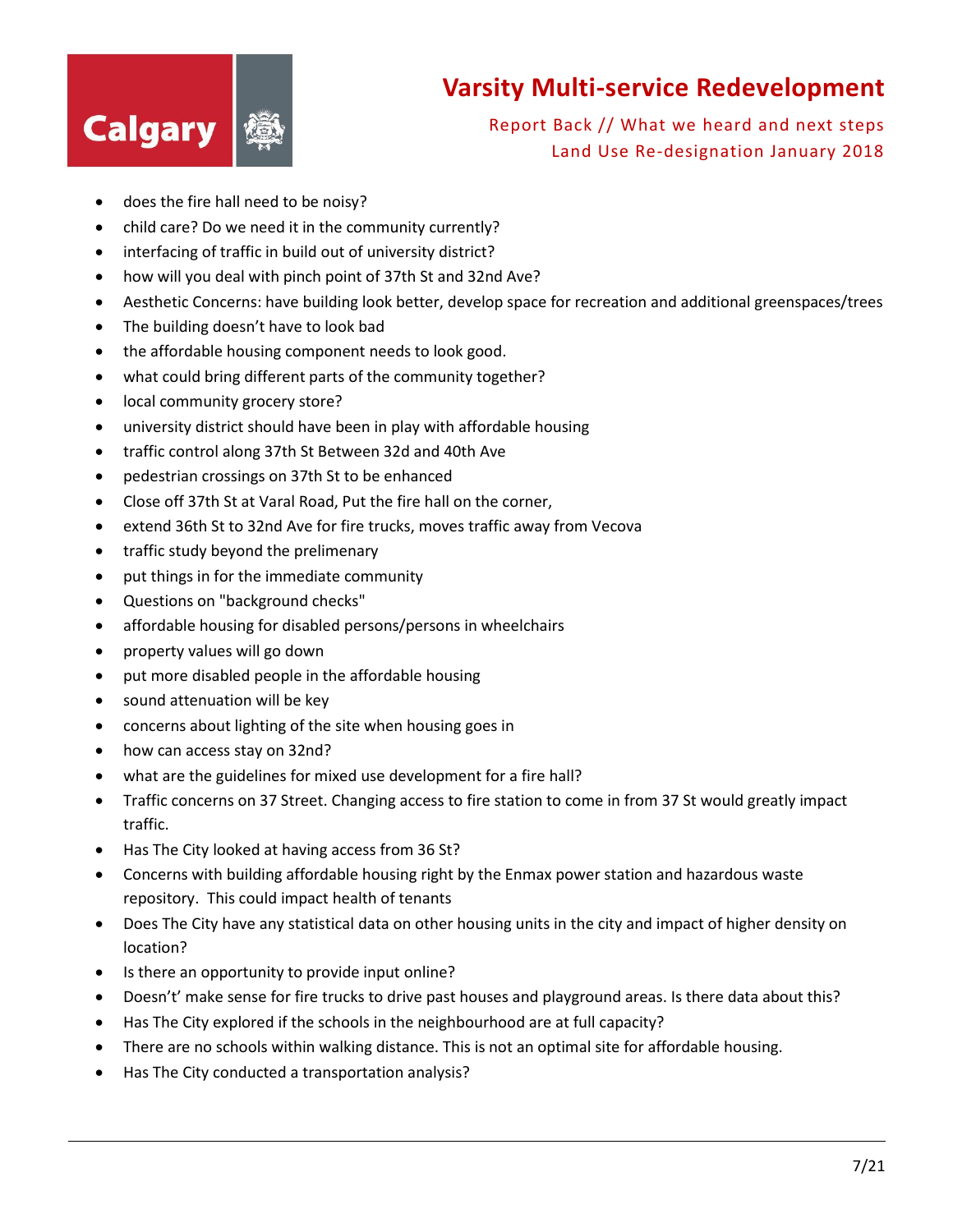- does the fire hall need to be noisy?
- child care? Do we need it in the community currently?
- interfacing of traffic in build out of university district?
- how will you deal with pinch point of 37th St and 32nd Ave?
- Aesthetic Concerns: have building look better, develop space for recreation and additional greenspaces/trees
- The building doesn't have to look bad
- the affordable housing component needs to look good.
- what could bring different parts of the community together?
- local community grocery store?
- university district should have been in play with affordable housing
- traffic control along 37th St Between 32d and 40th Ave
- pedestrian crossings on 37th St to be enhanced
- Close off 37th St at Varal Road, Put the fire hall on the corner,
- extend 36th St to 32nd Ave for fire trucks, moves traffic away from Vecova
- traffic study beyond the prelimenary
- put things in for the immediate community
- Questions on "background checks"
- affordable housing for disabled persons/persons in wheelchairs
- property values will go down
- put more disabled people in the affordable housing
- sound attenuation will be key
- concerns about lighting of the site when housing goes in
- how can access stay on 32nd?
- what are the guidelines for mixed use development for a fire hall?
- Traffic concerns on 37 Street. Changing access to fire station to come in from 37 St would greatly impact traffic.
- Has The City looked at having access from 36 St?
- Concerns with building affordable housing right by the Enmax power station and hazardous waste repository. This could impact health of tenants
- Does The City have any statistical data on other housing units in the city and impact of higher density on location?
- Is there an opportunity to provide input online?
- Doesn't' make sense for fire trucks to drive past houses and playground areas. Is there data about this?
- Has The City explored if the schools in the neighbourhood are at full capacity?
- There are no schools within walking distance. This is not an optimal site for affordable housing.
- Has The City conducted a transportation analysis?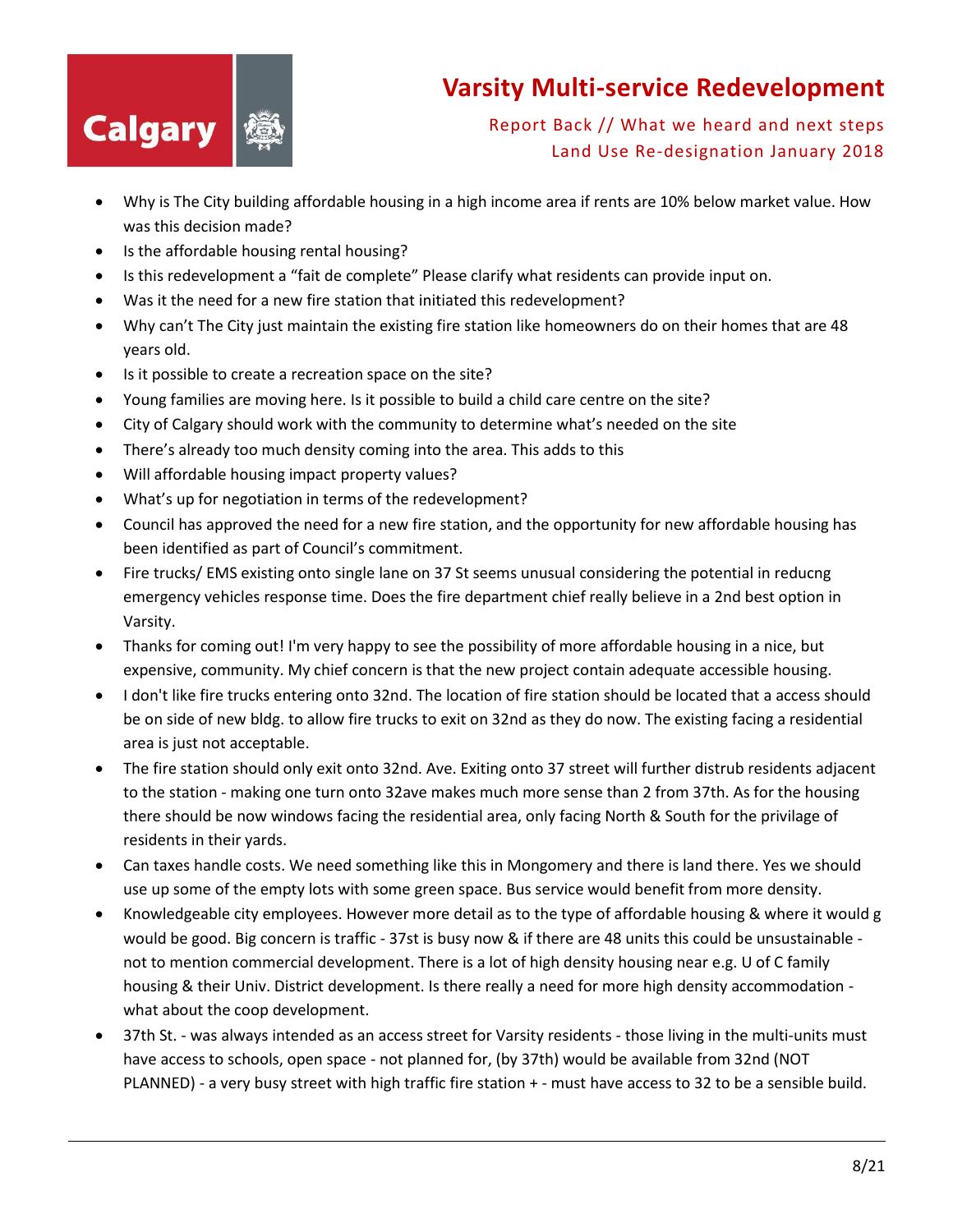- Why is The City building affordable housing in a high income area if rents are 10% below market value. How was this decision made?
- Is the affordable housing rental housing?
- Is this redevelopment a "fait de complete" Please clarify what residents can provide input on.
- Was it the need for a new fire station that initiated this redevelopment?
- Why can't The City just maintain the existing fire station like homeowners do on their homes that are 48 years old.
- Is it possible to create a recreation space on the site?
- Young families are moving here. Is it possible to build a child care centre on the site?
- City of Calgary should work with the community to determine what's needed on the site
- There's already too much density coming into the area. This adds to this
- Will affordable housing impact property values?
- What's up for negotiation in terms of the redevelopment?
- Council has approved the need for a new fire station, and the opportunity for new affordable housing has been identified as part of Council's commitment.
- Fire trucks/ EMS existing onto single lane on 37 St seems unusual considering the potential in reducng emergency vehicles response time. Does the fire department chief really believe in a 2nd best option in Varsity.
- Thanks for coming out! I'm very happy to see the possibility of more affordable housing in a nice, but expensive, community. My chief concern is that the new project contain adequate accessible housing.
- I don't like fire trucks entering onto 32nd. The location of fire station should be located that a access should be on side of new bldg. to allow fire trucks to exit on 32nd as they do now. The existing facing a residential area is just not acceptable.
- The fire station should only exit onto 32nd. Ave. Exiting onto 37 street will further distrub residents adjacent to the station - making one turn onto 32ave makes much more sense than 2 from 37th. As for the housing there should be now windows facing the residential area, only facing North & South for the privilage of residents in their yards.
- Can taxes handle costs. We need something like this in Mongomery and there is land there. Yes we should use up some of the empty lots with some green space. Bus service would benefit from more density.
- Knowledgeable city employees. However more detail as to the type of affordable housing & where it would g would be good. Big concern is traffic - 37st is busy now & if there are 48 units this could be unsustainable - not to mention commercial development. There is a lot of high density housing near e.g. U of C family housing & their Univ. District development. Is there really a need for more high density accommodation - what about the coop development.
- 37th St. - was always intended as an access street for Varsity residents - those living in the multi-units must have access to schools, open space - not planned for, (by 37th) would be available from 32nd (NOT PLANNED) - a very busy street with high traffic fire station + - must have access to 32 to be a sensible build.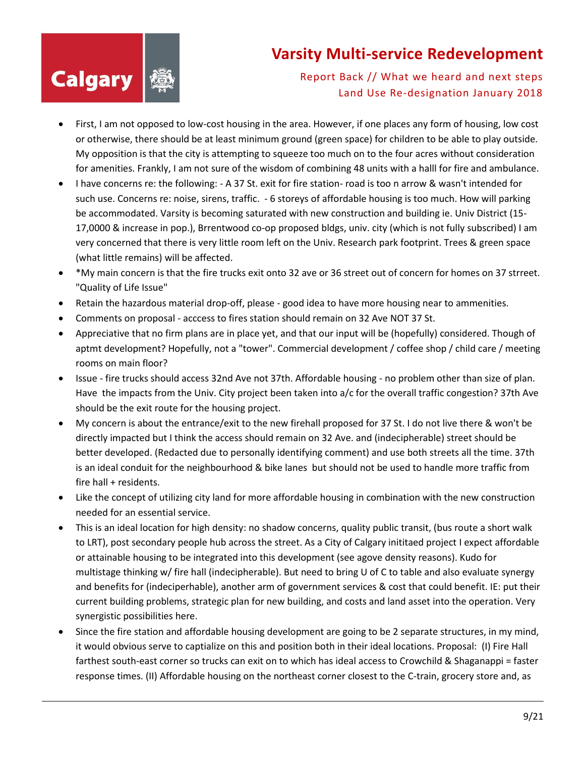- First, I am not opposed to low-cost housing in the area. However, if one places any form of housing, low cost or otherwise, there should be at least minimum ground (green space) for children to be able to play outside. My opposition is that the city is attempting to squeeze too much on to the four acres without consideration for amenities. Frankly, I am not sure of the wisdom of combining 48 units with a halll for fire and ambulance.
- I have concerns re: the following: - A 37 St. exit for fire station- road is too n arrow & wasn't intended for such use. Concerns re: noise, sirens, traffic. - 6 storeys of affordable housing is too much. How will parking be accommodated. Varsity is becoming saturated with new construction and building ie. Univ District (15-17,0000 & increase in pop.), Brrentwood co-op proposed bldgs, univ. city (which is not fully subscribed) I am very concerned that there is very little room left on the Univ. Research park footprint. Trees & green space (what little remains) will be affected.
- *My main concern is that the fire trucks exit onto 32 ave or 36 street out of concern for homes on 37 strreet. "Quality of Life Issue"
- Retain the hazardous material drop-off, please - good idea to have more housing near to ammenities.
- Comments on proposal - acccess to fires station should remain on 32 Ave NOT 37 St.
- Appreciative that no firm plans are in place yet, and that our input will be (hopefully) considered. Though of aptmt development? Hopefully, not a "tower". Commercial development / coffee shop / child care / meeting rooms on main floor?
- Issue - fire trucks should access 32nd Ave not 37th. Affordable housing - no problem other than size of plan. Have the impacts from the Univ. City project been taken into a/c for the overall traffic congestion? 37th Ave should be the exit route for the housing project.
- My concern is about the entrance/exit to the new firehall proposed for 37 St. I do not live there & won't be directly impacted but I think the access should remain on 32 Ave. and (indecipherable) street should be better developed. (Redacted due to personally identifying comment) and use both streets all the time. 37th is an ideal conduit for the neighbourhood & bike lanes but should not be used to handle more traffic from fire hall + residents.
- Like the concept of utilizing city land for more affordable housing in combination with the new construction needed for an essential service.
- This is an ideal location for high density: no shadow concerns, quality public transit, (bus route a short walk to LRT), post secondary people hub across the street. As a City of Calgary inititaed project I expect affordable or attainable housing to be integrated into this development (see agove density reasons). Kudo for multistage thinking w/ fire hall (indecipherable). But need to bring U of C to table and also evaluate synergy and benefits for (indeciperhable), another arm of government services & cost that could benefit. IE: put their current building problems, strategic plan for new building, and costs and land asset into the operation. Very synergistic possibilities here.
- Since the fire station and affordable housing development are going to be 2 separate structures, in my mind, it would obvious serve to captialize on this and position both in their ideal locations. Proposal: (I) Fire Hall farthest south-east corner so trucks can exit on to which has ideal access to Crowchild & Shaganappi = faster response times. (II) Affordable housing on the northeast corner closest to the C-train, grocery store and, as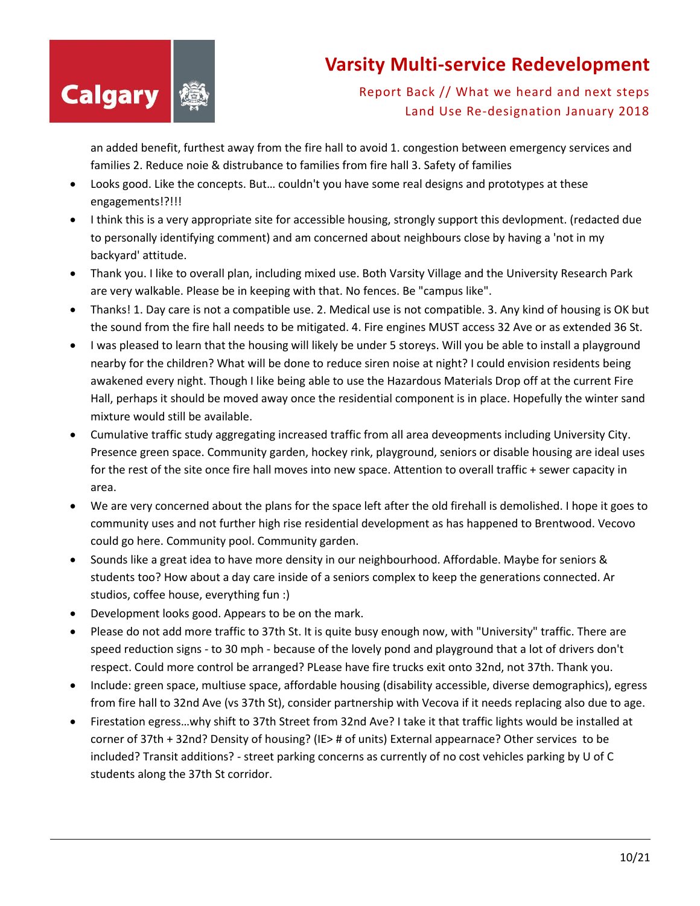an added benefit, furthest away from the fire hall to avoid 1. congestion between emergency services and families 2. Reduce noie & distrubance to families from fire hall 3. Safety of families

- Looks good. Like the concepts. But… couldn't you have some real designs and prototypes at these engagements!?!!!
- I think this is a very appropriate site for accessible housing, strongly support this devlopment. (redacted due to personally identifying comment) and am concerned about neighbours close by having a 'not in my backyard' attitude.
- Thank you. I like to overall plan, including mixed use. Both Varsity Village and the University Research Park are very walkable. Please be in keeping with that. No fences. Be "campus like".
- Thanks! 1. Day care is not a compatible use. 2. Medical use is not compatible. 3. Any kind of housing is OK but the sound from the fire hall needs to be mitigated. 4. Fire engines MUST access 32 Ave or as extended 36 St.
- I was pleased to learn that the housing will likely be under 5 storeys. Will you be able to install a playground nearby for the children? What will be done to reduce siren noise at night? I could envision residents being awakened every night. Though I like being able to use the Hazardous Materials Drop off at the current Fire Hall, perhaps it should be moved away once the residential component is in place. Hopefully the winter sand mixture would still be available.
- Cumulative traffic study aggregating increased traffic from all area deveopments including University City. Presence green space. Community garden, hockey rink, playground, seniors or disable housing are ideal uses for the rest of the site once fire hall moves into new space. Attention to overall traffic + sewer capacity in area.
- We are very concerned about the plans for the space left after the old firehall is demolished. I hope it goes to community uses and not further high rise residential development as has happened to Brentwood. Vecovo could go here. Community pool. Community garden.
- Sounds like a great idea to have more density in our neighbourhood. Affordable. Maybe for seniors & students too? How about a day care inside of a seniors complex to keep the generations connected. Ar studios, coffee house, everything fun :)
- Development looks good. Appears to be on the mark.
- Please do not add more traffic to 37th St. It is quite busy enough now, with "University" traffic. There are speed reduction signs - to 30 mph - because of the lovely pond and playground that a lot of drivers don't respect. Could more control be arranged? PLease have fire trucks exit onto 32nd, not 37th. Thank you.
- Include: green space, multiuse space, affordable housing (disability accessible, diverse demographics), egress from fire hall to 32nd Ave (vs 37th St), consider partnership with Vecova if it needs replacing also due to age.
- Firestation egress…why shift to 37th Street from 32nd Ave? I take it that traffic lights would be installed at corner of 37th + 32nd? Density of housing? (IE> # of units) External appearnace? Other services to be included? Transit additions? - street parking concerns as currently of no cost vehicles parking by U of C students along the 37th St corridor.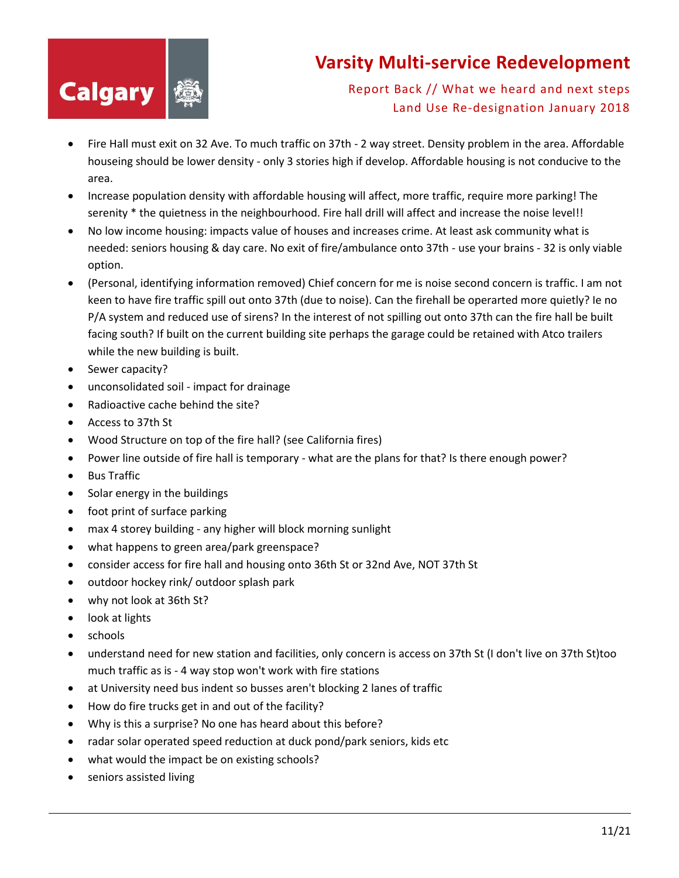- Fire Hall must exit on 32 Ave. To much traffic on 37th - 2 way street. Density problem in the area. Affordable houseing should be lower density - only 3 stories high if develop. Affordable housing is not conducive to the area.
- Increase population density with affordable housing will affect, more traffic, require more parking! The serenity * the quietness in the neighbourhood. Fire hall drill will affect and increase the noise level!!
- No low income housing: impacts value of houses and increases crime. At least ask community what is needed: seniors housing & day care. No exit of fire/ambulance onto 37th - use your brains - 32 is only viable option.
- (Personal, identifying information removed) Chief concern for me is noise second concern is traffic. I am not keen to have fire traffic spill out onto 37th (due to noise). Can the firehall be operarted more quietly? Ie no P/A system and reduced use of sirens? In the interest of not spilling out onto 37th can the fire hall be built facing south? If built on the current building site perhaps the garage could be retained with Atco trailers while the new building is built.
- Sewer capacity?
- unconsolidated soil - impact for drainage
- Radioactive cache behind the site?
- Access to 37th St
- Wood Structure on top of the fire hall? (see California fires)
- Power line outside of fire hall is temporary - what are the plans for that? Is there enough power?
- Bus Traffic
- Solar energy in the buildings
- foot print of surface parking
- max 4 storey building - any higher will block morning sunlight
- what happens to green area/park greenspace?
- consider access for fire hall and housing onto 36th St or 32nd Ave, NOT 37th St
- outdoor hockey rink/ outdoor splash park
- why not look at 36th St?
- look at lights
- schools
- understand need for new station and facilities, only concern is access on 37th St (I don't live on 37th St)too much traffic as is - 4 way stop won't work with fire stations
- at University need bus indent so busses aren't blocking 2 lanes of traffic
- How do fire trucks get in and out of the facility?
- Why is this a surprise? No one has heard about this before?
- radar solar operated speed reduction at duck pond/park seniors, kids etc
- what would the impact be on existing schools?
- seniors assisted living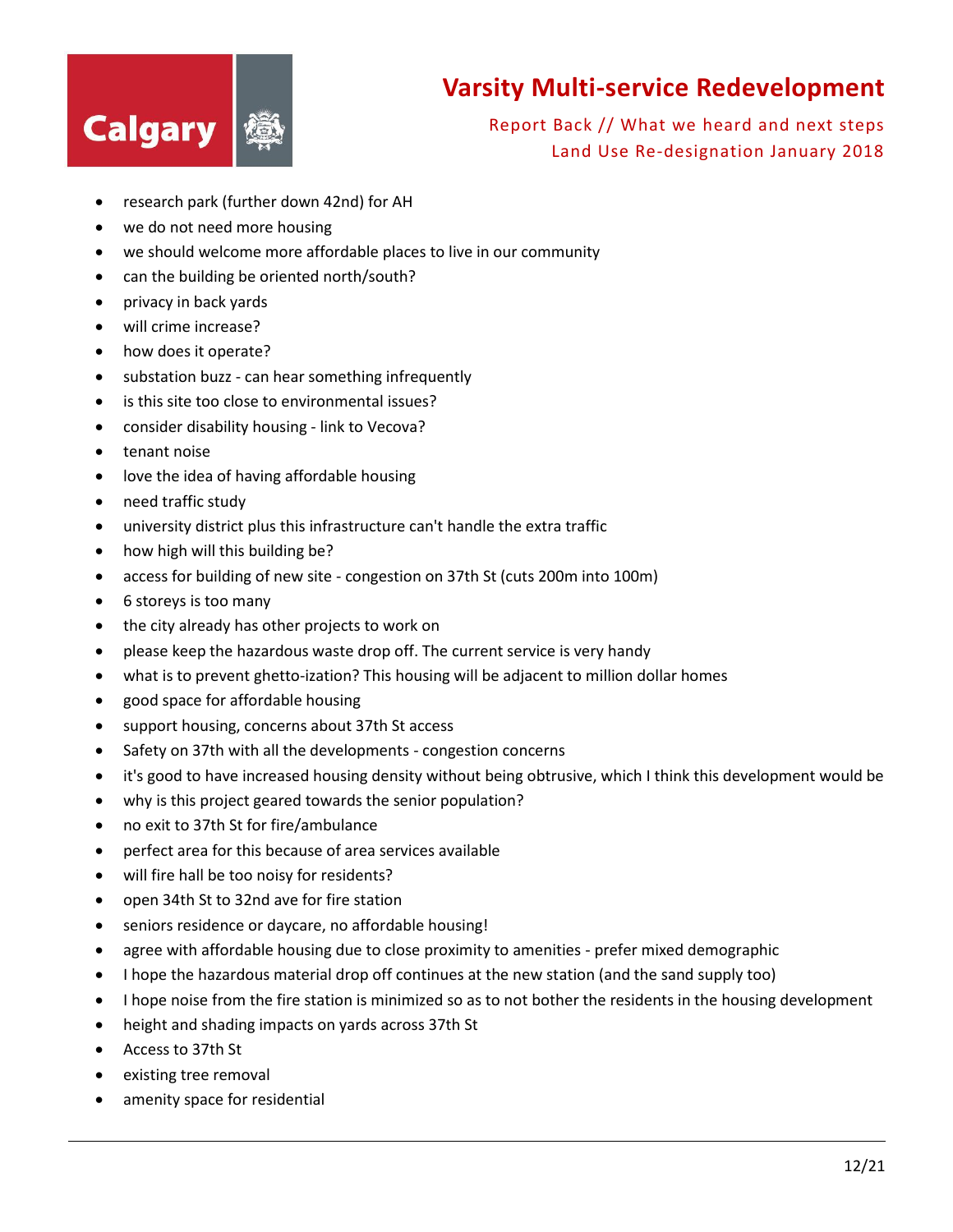- research park (further down 42nd) for AH
- we do not need more housing
- we should welcome more affordable places to live in our community
- can the building be oriented north/south?
- privacy in back yards
- will crime increase?
- how does it operate?
- substation buzz - can hear something infrequently
- is this site too close to environmental issues?
- consider disability housing - link to Vecova?
- tenant noise
- love the idea of having affordable housing
- need traffic study
- university district plus this infrastructure can't handle the extra traffic
- how high will this building be?
- access for building of new site - congestion on 37th St (cuts 200m into 100m)
- 6 storeys is too many
- the city already has other projects to work on
- please keep the hazardous waste drop off. The current service is very handy
- what is to prevent ghetto-ization? This housing will be adjacent to million dollar homes
- good space for affordable housing
- support housing, concerns about 37th St access
- Safety on 37th with all the developments - congestion concerns
- it's good to have increased housing density without being obtrusive, which I think this development would be
- why is this project geared towards the senior population?
- no exit to 37th St for fire/ambulance
- perfect area for this because of area services available
- will fire hall be too noisy for residents?
- open 34th St to 32nd ave for fire station
- seniors residence or daycare, no affordable housing!
- agree with affordable housing due to close proximity to amenities - prefer mixed demographic
- I hope the hazardous material drop off continues at the new station (and the sand supply too)
- I hope noise from the fire station is minimized so as to not bother the residents in the housing development
- height and shading impacts on yards across 37th St
- Access to 37th St
- existing tree removal
- amenity space for residential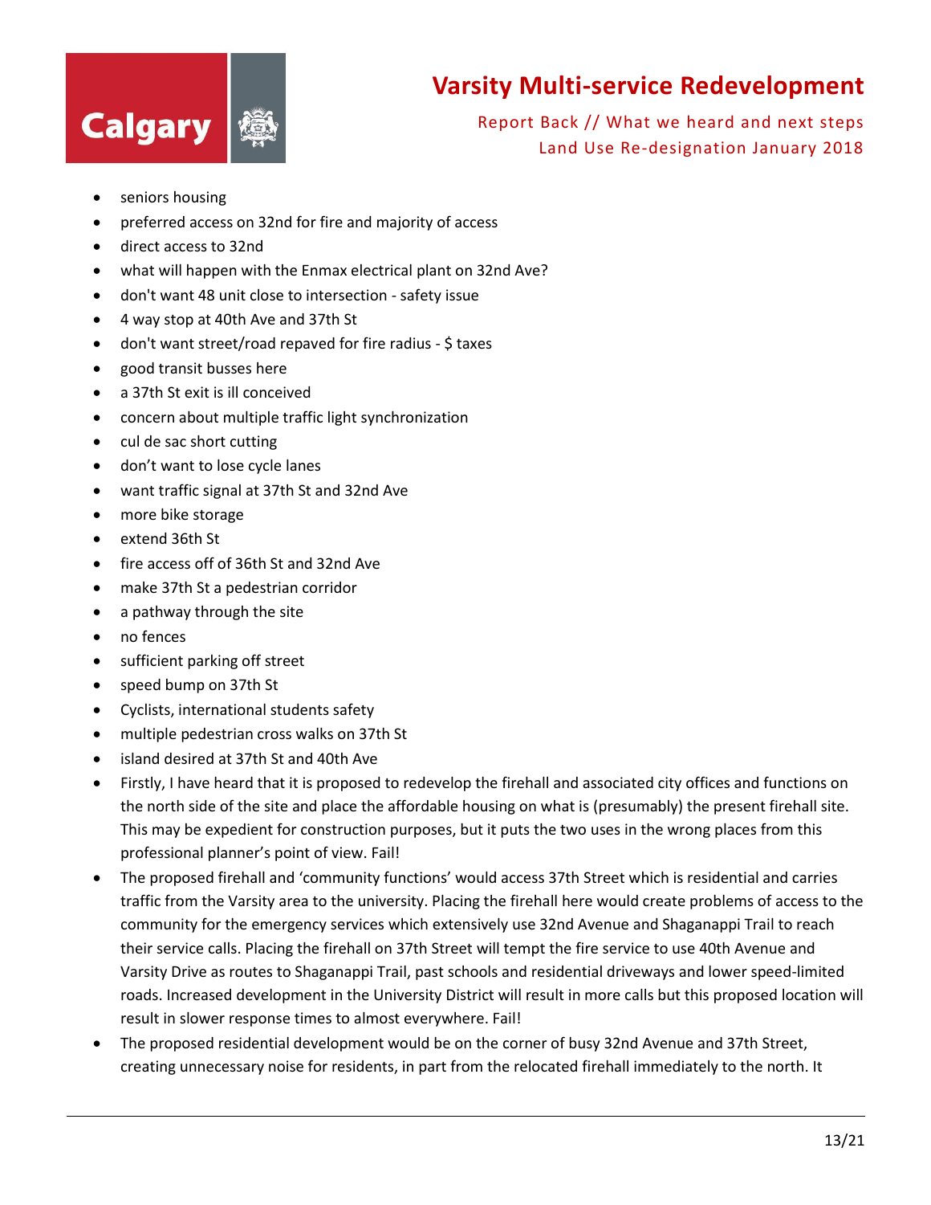- seniors housing
- preferred access on 32nd for fire and majority of access
- direct access to 32nd
- what will happen with the Enmax electrical plant on 32nd Ave?
- don't want 48 unit close to intersection - safety issue
- 4 way stop at 40th Ave and 37th St
- don't want street/road repaved for fire radius - $ taxes
- good transit busses here
- a 37th St exit is ill conceived
- concern about multiple traffic light synchronization
- cul de sac short cutting
- don't want to lose cycle lanes
- want traffic signal at 37th St and 32nd Ave
- more bike storage
- extend 36th St
- fire access off of 36th St and 32nd Ave
- make 37th St a pedestrian corridor
- a pathway through the site
- no fences
- sufficient parking off street
- speed bump on 37th St
- Cyclists, international students safety
- multiple pedestrian cross walks on 37th St
- island desired at 37th St and 40th Ave
- Firstly, I have heard that it is proposed to redevelop the firehall and associated city offices and functions on the north side of the site and place the affordable housing on what is (presumably) the present firehall site. This may be expedient for construction purposes, but it puts the two uses in the wrong places from this professional planner's point of view. Fail!
- The proposed firehall and 'community functions' would access 37th Street which is residential and carries traffic from the Varsity area to the university. Placing the firehall here would create problems of access to the community for the emergency services which extensively use 32nd Avenue and Shaganappi Trail to reach their service calls. Placing the firehall on 37th Street will tempt the fire service to use 40th Avenue and Varsity Drive as routes to Shaganappi Trail, past schools and residential driveways and lower speed-limited roads. Increased development in the University District will result in more calls but this proposed location will result in slower response times to almost everywhere. Fail!
- The proposed residential development would be on the corner of busy 32nd Avenue and 37th Street, creating unnecessary noise for residents, in part from the relocated firehall immediately to the north. It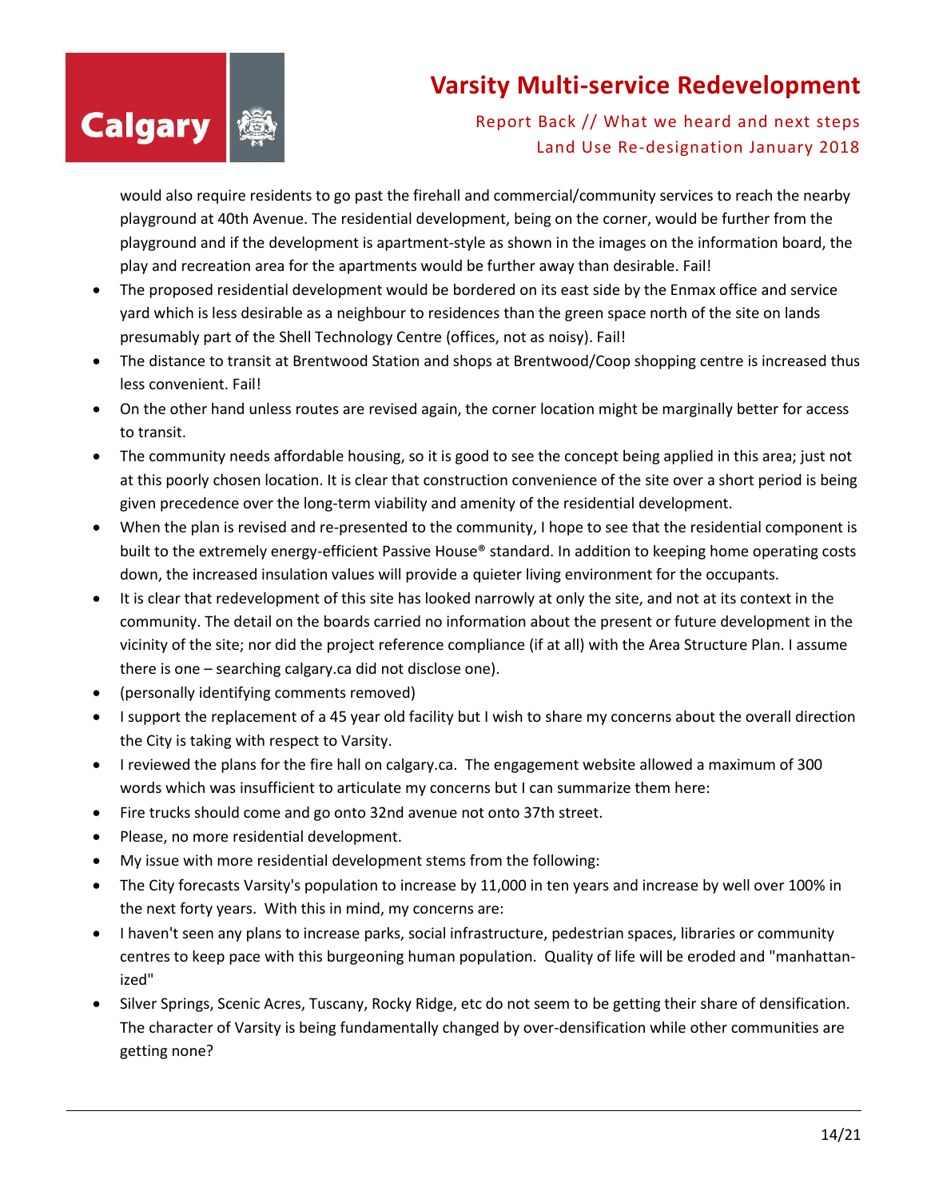would also require residents to go past the firehall and commercial/community services to reach the nearby playground at 40th Avenue. The residential development, being on the corner, would be further from the playground and if the development is apartment-style as shown in the images on the information board, the play and recreation area for the apartments would be further away than desirable. Fail!

- The proposed residential development would be bordered on its east side by the Enmax office and service yard which is less desirable as a neighbour to residences than the green space north of the site on lands presumably part of the Shell Technology Centre (offices, not as noisy). Fail!
- The distance to transit at Brentwood Station and shops at Brentwood/Coop shopping centre is increased thus less convenient. Fail!
- On the other hand unless routes are revised again, the corner location might be marginally better for access to transit.
- The community needs affordable housing, so it is good to see the concept being applied in this area; just not at this poorly chosen location. It is clear that construction convenience of the site over a short period is being given precedence over the long-term viability and amenity of the residential development.
- When the plan is revised and re-presented to the community, I hope to see that the residential component is built to the extremely energy-efficient Passive House® standard. In addition to keeping home operating costs down, the increased insulation values will provide a quieter living environment for the occupants.
- It is clear that redevelopment of this site has looked narrowly at only the site, and not at its context in the community. The detail on the boards carried no information about the present or future development in the vicinity of the site; nor did the project reference compliance (if at all) with the Area Structure Plan. I assume there is one – searching calgary.ca did not disclose one).
- (personally identifying comments removed)
- I support the replacement of a 45 year old facility but I wish to share my concerns about the overall direction the City is taking with respect to Varsity.
- I reviewed the plans for the fire hall on calgary.ca. The engagement website allowed a maximum of 300 words which was insufficient to articulate my concerns but I can summarize them here:
- Fire trucks should come and go onto 32nd avenue not onto 37th street.
- Please, no more residential development.
- My issue with more residential development stems from the following:
- The City forecasts Varsity's population to increase by 11,000 in ten years and increase by well over 100% in the next forty years. With this in mind, my concerns are:
- I haven't seen any plans to increase parks, social infrastructure, pedestrian spaces, libraries or community centres to keep pace with this burgeoning human population. Quality of life will be eroded and "manhattan-ized"
- Silver Springs, Scenic Acres, Tuscany, Rocky Ridge, etc do not seem to be getting their share of densification. The character of Varsity is being fundamentally changed by over-densification while other communities are getting none?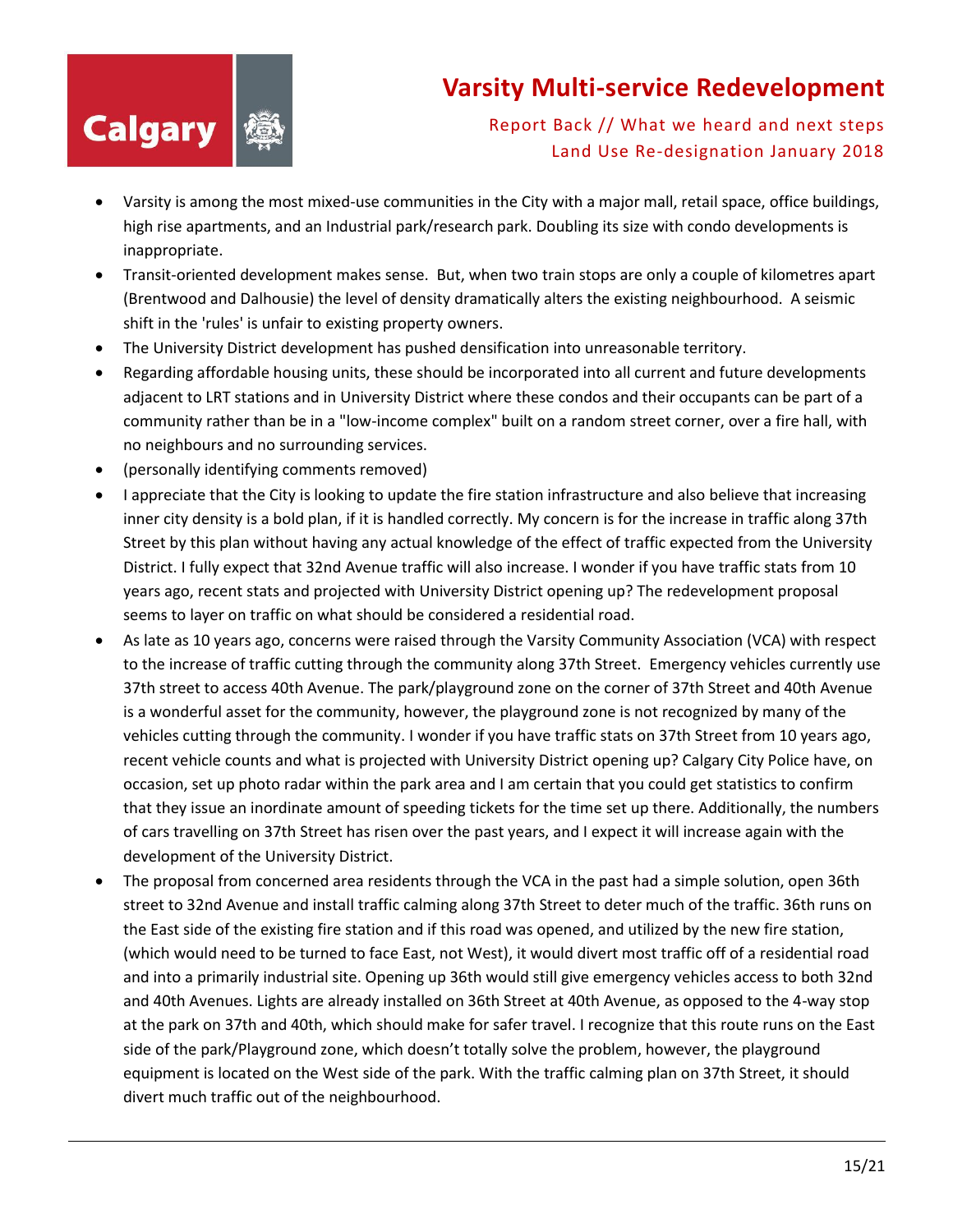- Varsity is among the most mixed-use communities in the City with a major mall, retail space, office buildings, high rise apartments, and an Industrial park/research park. Doubling its size with condo developments is inappropriate.
- Transit-oriented development makes sense. But, when two train stops are only a couple of kilometres apart (Brentwood and Dalhousie) the level of density dramatically alters the existing neighbourhood. A seismic shift in the 'rules' is unfair to existing property owners.
- The University District development has pushed densification into unreasonable territory.
- Regarding affordable housing units, these should be incorporated into all current and future developments adjacent to LRT stations and in University District where these condos and their occupants can be part of a community rather than be in a "low-income complex" built on a random street corner, over a fire hall, with no neighbours and no surrounding services.
- (personally identifying comments removed)
- I appreciate that the City is looking to update the fire station infrastructure and also believe that increasing inner city density is a bold plan, if it is handled correctly. My concern is for the increase in traffic along 37th Street by this plan without having any actual knowledge of the effect of traffic expected from the University District. I fully expect that 32nd Avenue traffic will also increase. I wonder if you have traffic stats from 10 years ago, recent stats and projected with University District opening up? The redevelopment proposal seems to layer on traffic on what should be considered a residential road.
- As late as 10 years ago, concerns were raised through the Varsity Community Association (VCA) with respect to the increase of traffic cutting through the community along 37th Street. Emergency vehicles currently use 37th street to access 40th Avenue. The park/playground zone on the corner of 37th Street and 40th Avenue is a wonderful asset for the community, however, the playground zone is not recognized by many of the vehicles cutting through the community. I wonder if you have traffic stats on 37th Street from 10 years ago, recent vehicle counts and what is projected with University District opening up? Calgary City Police have, on occasion, set up photo radar within the park area and I am certain that you could get statistics to confirm that they issue an inordinate amount of speeding tickets for the time set up there. Additionally, the numbers of cars travelling on 37th Street has risen over the past years, and I expect it will increase again with the development of the University District.
- The proposal from concerned area residents through the VCA in the past had a simple solution, open 36th street to 32nd Avenue and install traffic calming along 37th Street to deter much of the traffic. 36th runs on the East side of the existing fire station and if this road was opened, and utilized by the new fire station, (which would need to be turned to face East, not West), it would divert most traffic off of a residential road and into a primarily industrial site. Opening up 36th would still give emergency vehicles access to both 32nd and 40th Avenues. Lights are already installed on 36th Street at 40th Avenue, as opposed to the 4-way stop at the park on 37th and 40th, which should make for safer travel. I recognize that this route runs on the East side of the park/Playground zone, which doesn't totally solve the problem, however, the playground equipment is located on the West side of the park. With the traffic calming plan on 37th Street, it should divert much traffic out of the neighbourhood.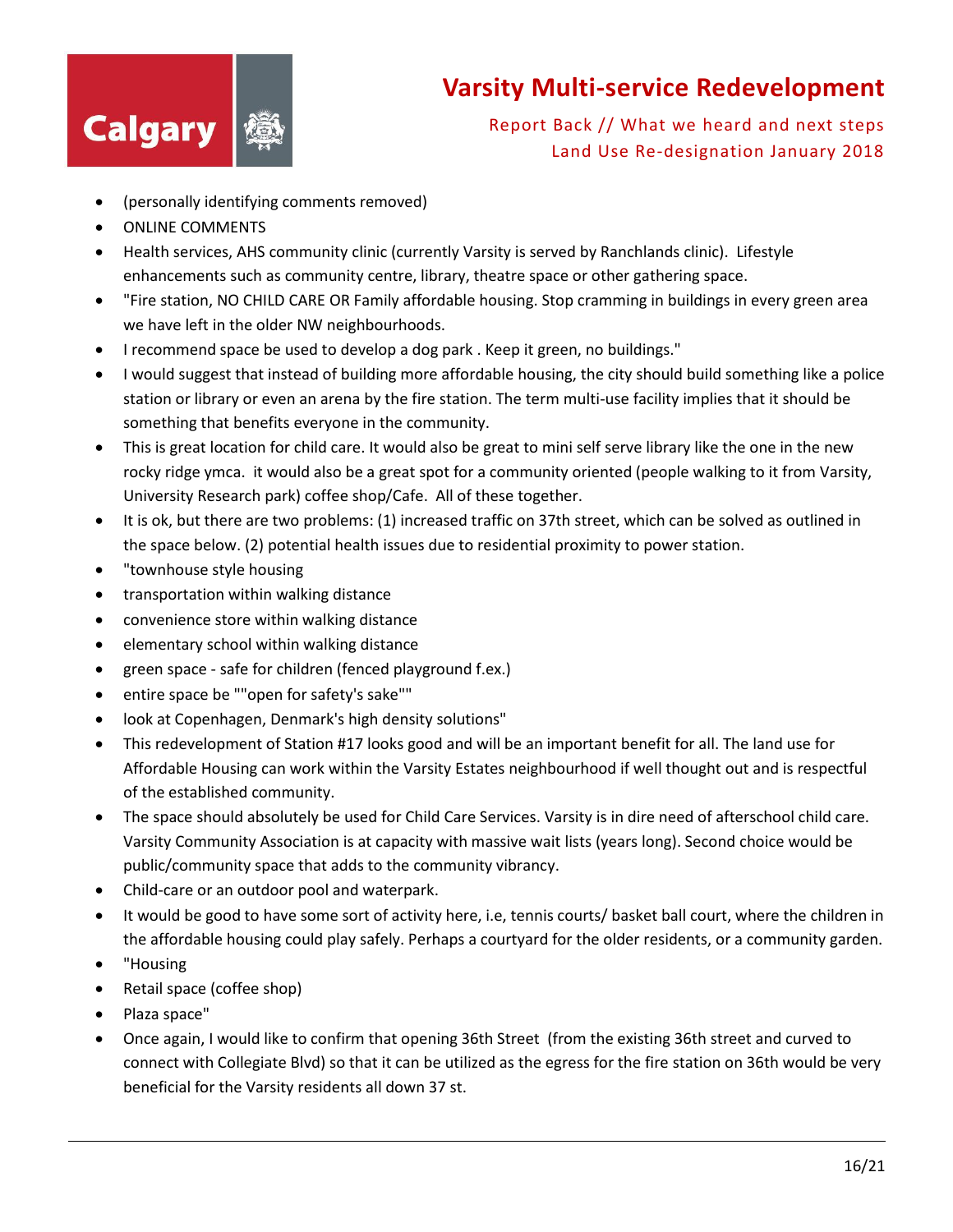- (personally identifying comments removed)
- ONLINE COMMENTS
- Health services, AHS community clinic (currently Varsity is served by Ranchlands clinic). Lifestyle enhancements such as community centre, library, theatre space or other gathering space.
- "Fire station, NO CHILD CARE OR Family affordable housing. Stop cramming in buildings in every green area we have left in the older NW neighbourhoods.
- I recommend space be used to develop a dog park . Keep it green, no buildings."
- I would suggest that instead of building more affordable housing, the city should build something like a police station or library or even an arena by the fire station. The term multi-use facility implies that it should be something that benefits everyone in the community.
- This is great location for child care. It would also be great to mini self serve library like the one in the new rocky ridge ymca. it would also be a great spot for a community oriented (people walking to it from Varsity, University Research park) coffee shop/Cafe. All of these together.
- It is ok, but there are two problems: (1) increased traffic on 37th street, which can be solved as outlined in the space below. (2) potential health issues due to residential proximity to power station.
- "townhouse style housing
- transportation within walking distance
- convenience store within walking distance
- elementary school within walking distance
- green space - safe for children (fenced playground f.ex.)
- entire space be ""open for safety's sake""
- look at Copenhagen, Denmark's high density solutions"
- This redevelopment of Station #17 looks good and will be an important benefit for all. The land use for Affordable Housing can work within the Varsity Estates neighbourhood if well thought out and is respectful of the established community.
- The space should absolutely be used for Child Care Services. Varsity is in dire need of afterschool child care. Varsity Community Association is at capacity with massive wait lists (years long). Second choice would be public/community space that adds to the community vibrancy.
- Child-care or an outdoor pool and waterpark.
- It would be good to have some sort of activity here, i.e, tennis courts/ basket ball court, where the children in the affordable housing could play safely. Perhaps a courtyard for the older residents, or a community garden.
- "Housing
- Retail space (coffee shop)
- Plaza space"
- Once again, I would like to confirm that opening 36th Street (from the existing 36th street and curved to connect with Collegiate Blvd) so that it can be utilized as the egress for the fire station on 36th would be very beneficial for the Varsity residents all down 37 st.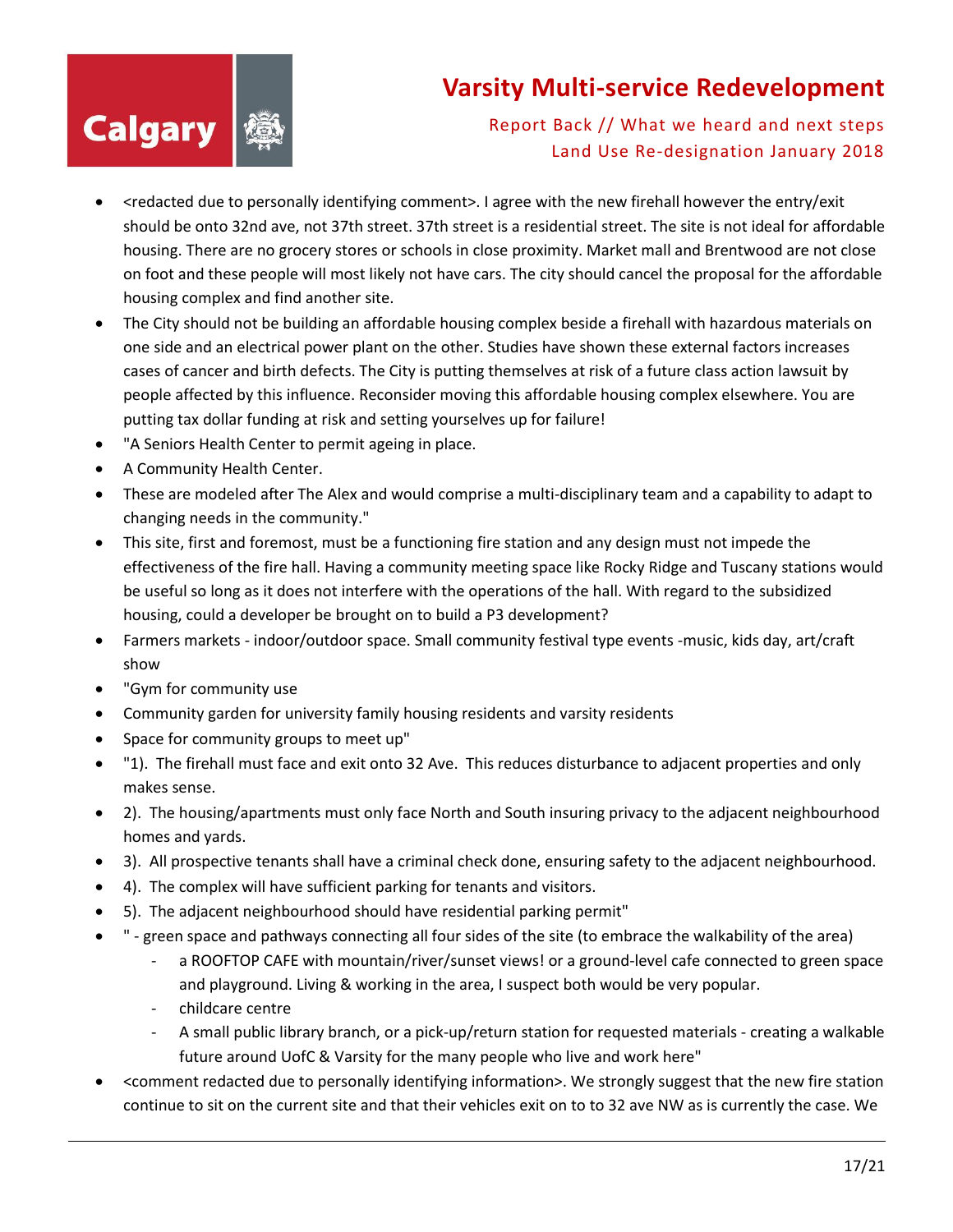- <redacted due to personally identifying comment>. I agree with the new firehall however the entry/exit should be onto 32nd ave, not 37th street. 37th street is a residential street. The site is not ideal for affordable housing. There are no grocery stores or schools in close proximity. Market mall and Brentwood are not close on foot and these people will most likely not have cars. The city should cancel the proposal for the affordable housing complex and find another site.
- The City should not be building an affordable housing complex beside a firehall with hazardous materials on one side and an electrical power plant on the other. Studies have shown these external factors increases cases of cancer and birth defects. The City is putting themselves at risk of a future class action lawsuit by people affected by this influence. Reconsider moving this affordable housing complex elsewhere. You are putting tax dollar funding at risk and setting yourselves up for failure!
- "A Seniors Health Center to permit ageing in place.
- A Community Health Center.
- These are modeled after The Alex and would comprise a multi-disciplinary team and a capability to adapt to changing needs in the community."
- This site, first and foremost, must be a functioning fire station and any design must not impede the effectiveness of the fire hall. Having a community meeting space like Rocky Ridge and Tuscany stations would be useful so long as it does not interfere with the operations of the hall. With regard to the subsidized housing, could a developer be brought on to build a P3 development?
- Farmers markets - indoor/outdoor space. Small community festival type events -music, kids day, art/craft show
- "Gym for community use
- Community garden for university family housing residents and varsity residents
- Space for community groups to meet up"
- "1). The firehall must face and exit onto 32 Ave. This reduces disturbance to adjacent properties and only makes sense.
- 2). The housing/apartments must only face North and South insuring privacy to the adjacent neighbourhood homes and yards.
- 3). All prospective tenants shall have a criminal check done, ensuring safety to the adjacent neighbourhood.
- 4). The complex will have sufficient parking for tenants and visitors.
- 5). The adjacent neighbourhood should have residential parking permit"
- " - green space and pathways connecting all four sides of the site (to embrace the walkability of the area)
  - a ROOFTOP CAFE with mountain/river/sunset views! or a ground-level cafe connected to green space and playground. Living & working in the area, I suspect both would be very popular.
  - childcare centre
  - A small public library branch, or a pick-up/return station for requested materials - creating a walkable future around UofC & Varsity for the many people who live and work here"
- <comment redacted due to personally identifying information>. We strongly suggest that the new fire station continue to sit on the current site and that their vehicles exit on to to 32 ave NW as is currently the case. We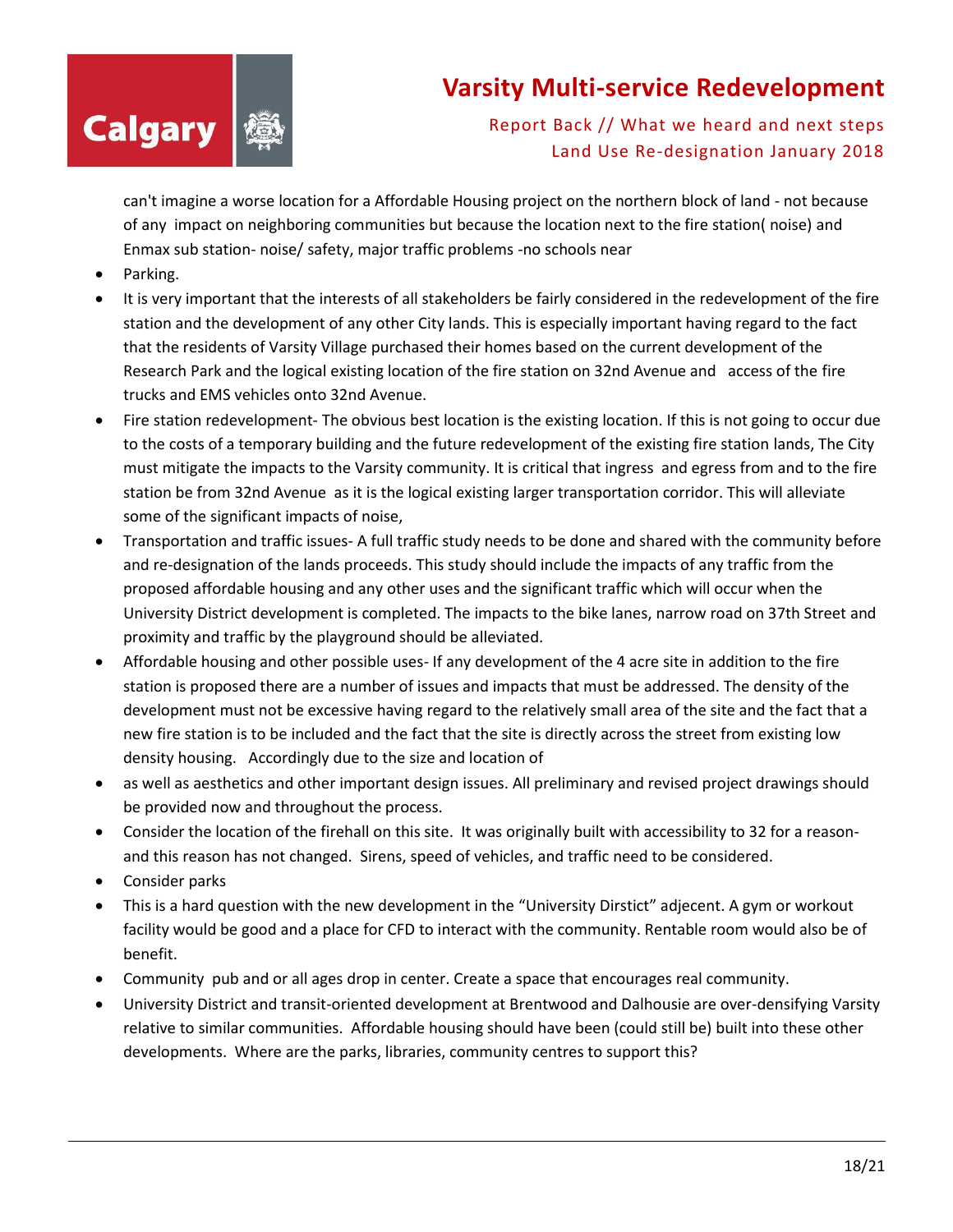can't imagine a worse location for a Affordable Housing project on the northern block of land - not because of any impact on neighboring communities but because the location next to the fire station( noise) and Enmax sub station- noise/ safety, major traffic problems -no schools near

- Parking.
- It is very important that the interests of all stakeholders be fairly considered in the redevelopment of the fire station and the development of any other City lands. This is especially important having regard to the fact that the residents of Varsity Village purchased their homes based on the current development of the Research Park and the logical existing location of the fire station on 32nd Avenue and access of the fire trucks and EMS vehicles onto 32nd Avenue.
- Fire station redevelopment- The obvious best location is the existing location. If this is not going to occur due to the costs of a temporary building and the future redevelopment of the existing fire station lands, The City must mitigate the impacts to the Varsity community. It is critical that ingress and egress from and to the fire station be from 32nd Avenue as it is the logical existing larger transportation corridor. This will alleviate some of the significant impacts of noise,
- Transportation and traffic issues- A full traffic study needs to be done and shared with the community before and re-designation of the lands proceeds. This study should include the impacts of any traffic from the proposed affordable housing and any other uses and the significant traffic which will occur when the University District development is completed. The impacts to the bike lanes, narrow road on 37th Street and proximity and traffic by the playground should be alleviated.
- Affordable housing and other possible uses- If any development of the 4 acre site in addition to the fire station is proposed there are a number of issues and impacts that must be addressed. The density of the development must not be excessive having regard to the relatively small area of the site and the fact that a new fire station is to be included and the fact that the site is directly across the street from existing low density housing. Accordingly due to the size and location of
- as well as aesthetics and other important design issues. All preliminary and revised project drawings should be provided now and throughout the process.
- Consider the location of the firehall on this site. It was originally built with accessibility to 32 for a reason- and this reason has not changed. Sirens, speed of vehicles, and traffic need to be considered.
- Consider parks
- This is a hard question with the new development in the "University Dirstict" adjecent. A gym or workout facility would be good and a place for CFD to interact with the community. Rentable room would also be of benefit.
- Community pub and or all ages drop in center. Create a space that encourages real community.
- University District and transit-oriented development at Brentwood and Dalhousie are over-densifying Varsity relative to similar communities. Affordable housing should have been (could still be) built into these other developments. Where are the parks, libraries, community centres to support this?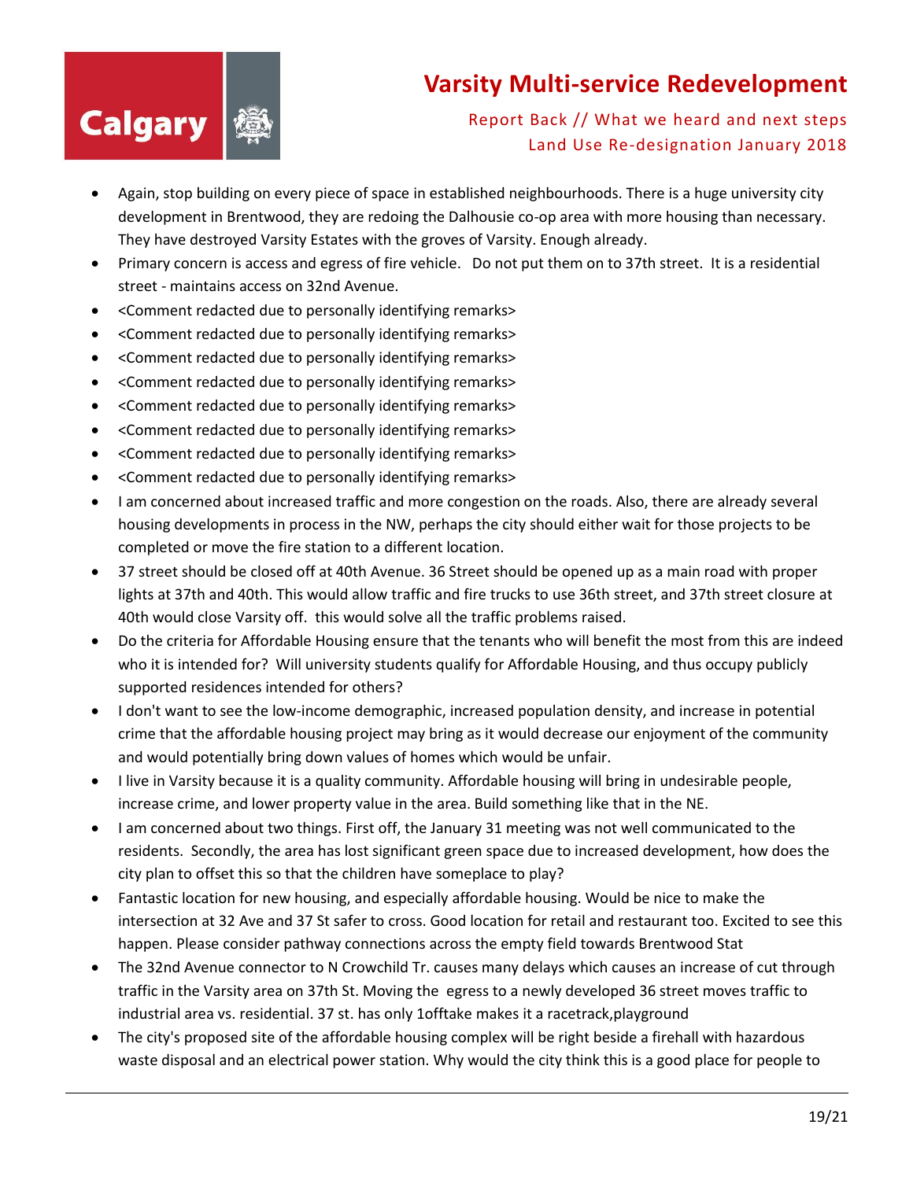- Again, stop building on every piece of space in established neighbourhoods. There is a huge university city development in Brentwood, they are redoing the Dalhousie co-op area with more housing than necessary. They have destroyed Varsity Estates with the groves of Varsity. Enough already.
- Primary concern is access and egress of fire vehicle. Do not put them on to 37th street. It is a residential street - maintains access on 32nd Avenue.
- <Comment redacted due to personally identifying remarks>
- <Comment redacted due to personally identifying remarks>
- <Comment redacted due to personally identifying remarks>
- <Comment redacted due to personally identifying remarks>
- <Comment redacted due to personally identifying remarks>
- <Comment redacted due to personally identifying remarks>
- <Comment redacted due to personally identifying remarks>
- <Comment redacted due to personally identifying remarks>
- I am concerned about increased traffic and more congestion on the roads. Also, there are already several housing developments in process in the NW, perhaps the city should either wait for those projects to be completed or move the fire station to a different location.
- 37 street should be closed off at 40th Avenue. 36 Street should be opened up as a main road with proper lights at 37th and 40th. This would allow traffic and fire trucks to use 36th street, and 37th street closure at 40th would close Varsity off. this would solve all the traffic problems raised.
- Do the criteria for Affordable Housing ensure that the tenants who will benefit the most from this are indeed who it is intended for? Will university students qualify for Affordable Housing, and thus occupy publicly supported residences intended for others?
- I don't want to see the low-income demographic, increased population density, and increase in potential crime that the affordable housing project may bring as it would decrease our enjoyment of the community and would potentially bring down values of homes which would be unfair.
- I live in Varsity because it is a quality community. Affordable housing will bring in undesirable people, increase crime, and lower property value in the area. Build something like that in the NE.
- I am concerned about two things. First off, the January 31 meeting was not well communicated to the residents. Secondly, the area has lost significant green space due to increased development, how does the city plan to offset this so that the children have someplace to play?
- Fantastic location for new housing, and especially affordable housing. Would be nice to make the intersection at 32 Ave and 37 St safer to cross. Good location for retail and restaurant too. Excited to see this happen. Please consider pathway connections across the empty field towards Brentwood Stat
- The 32nd Avenue connector to N Crowchild Tr. causes many delays which causes an increase of cut through traffic in the Varsity area on 37th St. Moving the egress to a newly developed 36 street moves traffic to industrial area vs. residential. 37 st. has only 1offtake makes it a racetrack,playground
- The city's proposed site of the affordable housing complex will be right beside a firehall with hazardous waste disposal and an electrical power station. Why would the city think this is a good place for people to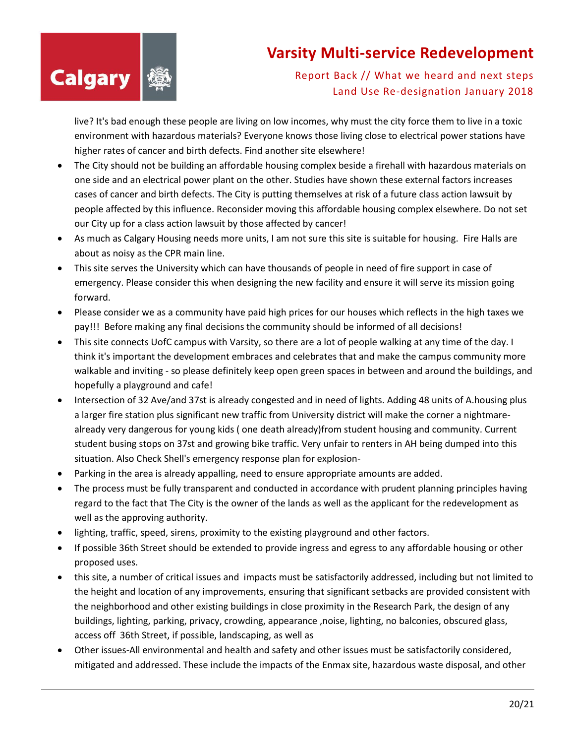live? It's bad enough these people are living on low incomes, why must the city force them to live in a toxic environment with hazardous materials? Everyone knows those living close to electrical power stations have higher rates of cancer and birth defects. Find another site elsewhere!

- The City should not be building an affordable housing complex beside a firehall with hazardous materials on one side and an electrical power plant on the other. Studies have shown these external factors increases cases of cancer and birth defects. The City is putting themselves at risk of a future class action lawsuit by people affected by this influence. Reconsider moving this affordable housing complex elsewhere. Do not set our City up for a class action lawsuit by those affected by cancer!
- As much as Calgary Housing needs more units, I am not sure this site is suitable for housing. Fire Halls are about as noisy as the CPR main line.
- This site serves the University which can have thousands of people in need of fire support in case of emergency. Please consider this when designing the new facility and ensure it will serve its mission going forward.
- Please consider we as a community have paid high prices for our houses which reflects in the high taxes we pay!!! Before making any final decisions the community should be informed of all decisions!
- This site connects UofC campus with Varsity, so there are a lot of people walking at any time of the day. I think it's important the development embraces and celebrates that and make the campus community more walkable and inviting - so please definitely keep open green spaces in between and around the buildings, and hopefully a playground and cafe!
- Intersection of 32 Ave/and 37st is already congested and in need of lights. Adding 48 units of A.housing plus a larger fire station plus significant new traffic from University district will make the corner a nightmare- already very dangerous for young kids ( one death already)from student housing and community. Current student busing stops on 37st and growing bike traffic. Very unfair to renters in AH being dumped into this situation. Also Check Shell's emergency response plan for explosion-
- Parking in the area is already appalling, need to ensure appropriate amounts are added.
- The process must be fully transparent and conducted in accordance with prudent planning principles having regard to the fact that The City is the owner of the lands as well as the applicant for the redevelopment as well as the approving authority.
- lighting, traffic, speed, sirens, proximity to the existing playground and other factors.
- If possible 36th Street should be extended to provide ingress and egress to any affordable housing or other proposed uses.
- this site, a number of critical issues and impacts must be satisfactorily addressed, including but not limited to the height and location of any improvements, ensuring that significant setbacks are provided consistent with the neighborhood and other existing buildings in close proximity in the Research Park, the design of any buildings, lighting, parking, privacy, crowding, appearance ,noise, lighting, no balconies, obscured glass, access off 36th Street, if possible, landscaping, as well as
- Other issues-All environmental and health and safety and other issues must be satisfactorily considered, mitigated and addressed. These include the impacts of the Enmax site, hazardous waste disposal, and other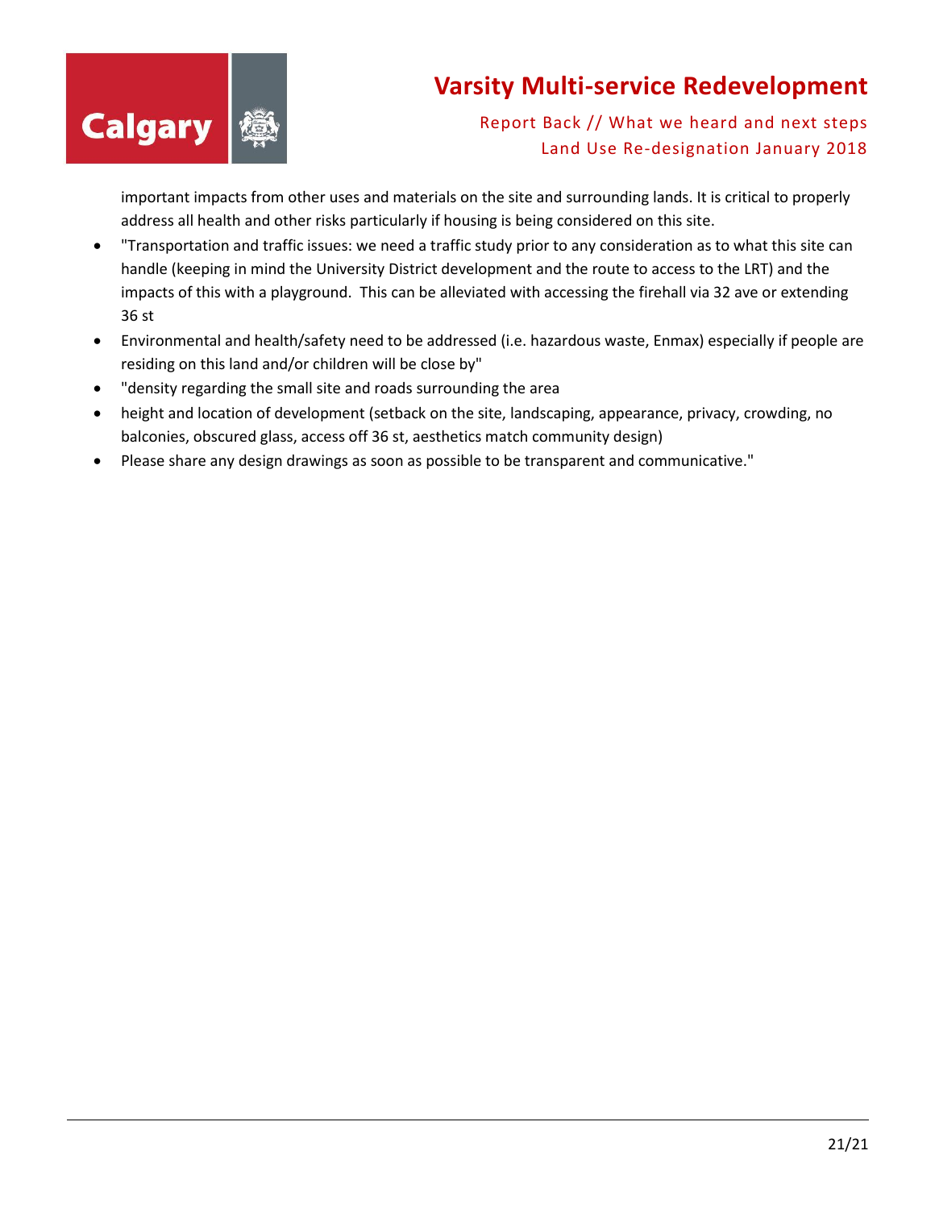important impacts from other uses and materials on the site and surrounding lands. It is critical to properly address all health and other risks particularly if housing is being considered on this site.

- "Transportation and traffic issues: we need a traffic study prior to any consideration as to what this site can handle (keeping in mind the University District development and the route to access to the LRT) and the impacts of this with a playground.  This can be alleviated with accessing the firehall via 32 ave or extending 36 st
- Environmental and health/safety need to be addressed (i.e. hazardous waste, Enmax) especially if people are residing on this land and/or children will be close by"
- "density regarding the small site and roads surrounding the area
- height and location of development (setback on the site, landscaping, appearance, privacy, crowding, no balconies, obscured glass, access off 36 st, aesthetics match community design)
- Please share any design drawings as soon as possible to be transparent and communicative."